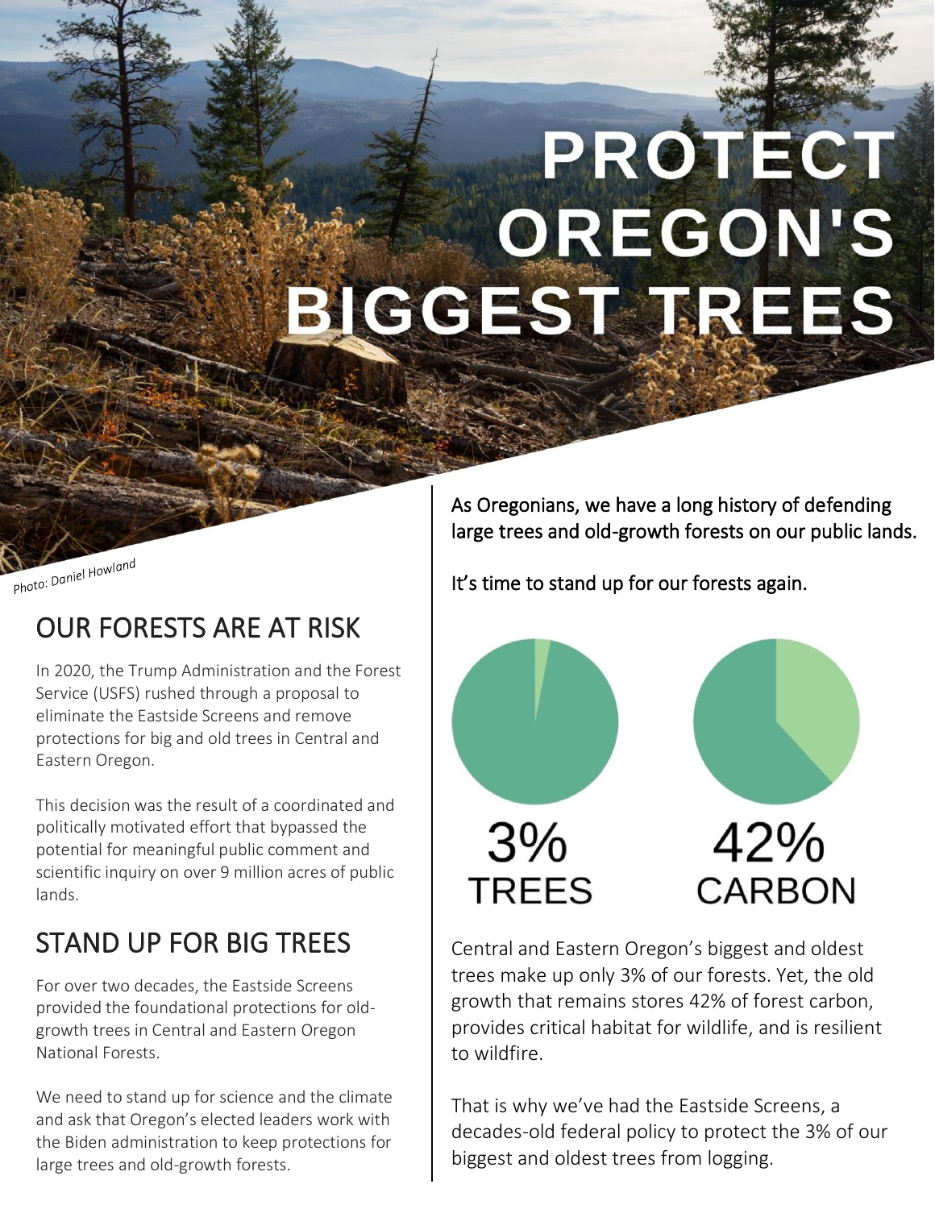# PROTECT OREGON'S BIGGEST TREES

*Photo: Daniel Howland*

As Oregonians, we have a long history of defending large trees and old-growth forests on our public lands.

It's time to stand up for our forests again.

## OUR FORESTS ARE AT RISK

In 2020, the Trump Administration and the Forest Service (USFS) rushed through a proposal to eliminate the Eastside Screens and remove protections for big and old trees in Central and Eastern Oregon.

This decision was the result of a coordinated and politically motivated effort that bypassed the potential for meaningful public comment and scientific inquiry on over 9 million acres of public lands.

## STAND UP FOR BIG TREES

For over two decades, the Eastside Screens provided the foundational protections for old-growth trees in Central and Eastern Oregon National Forests.

We need to stand up for science and the climate and ask that Oregon's elected leaders work with the Biden administration to keep protections for large trees and old-growth forests.

3% TREES

42% CARBON

Central and Eastern Oregon's biggest and oldest trees make up only 3% of our forests. Yet, the old growth that remains stores 42% of forest carbon, provides critical habitat for wildlife, and is resilient to wildfire.

That is why we've had the Eastside Screens, a decades-old federal policy to protect the 3% of our biggest and oldest trees from logging.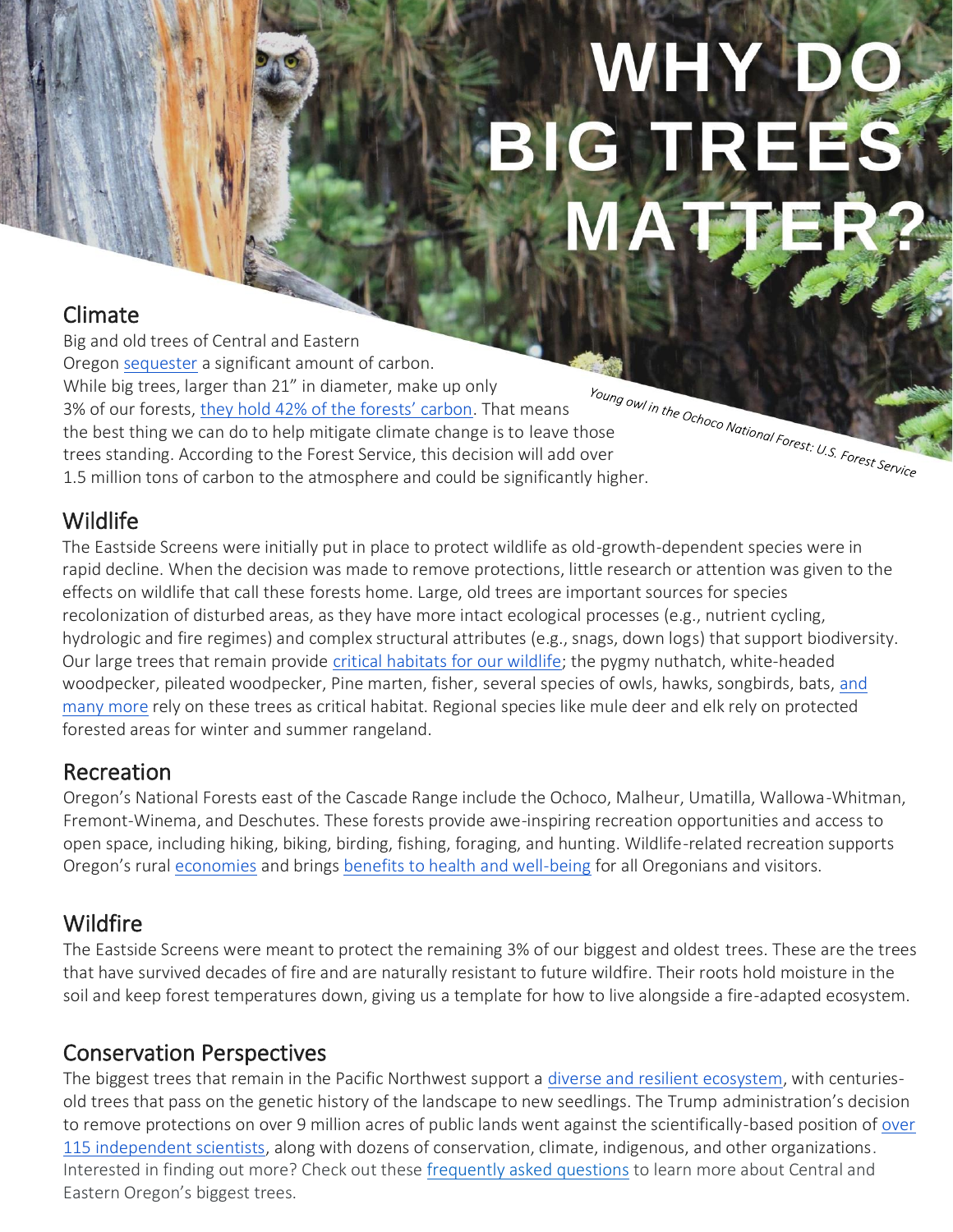# WHY DO BIG TREES MATTER?

*Young owl in the Ochoco National Forest: U.S. Forest Service*

## Climate

Big and old trees of Central and Eastern Oregon sequester a significant amount of carbon. While big trees, larger than 21” in diameter, make up only 3% of our forests, they hold 42% of the forests’ carbon. That means the best thing we can do to help mitigate climate change is to leave those trees standing. According to the Forest Service, this decision will add over 1.5 million tons of carbon to the atmosphere and could be significantly higher.

## Wildlife

The Eastside Screens were initially put in place to protect wildlife as old-growth-dependent species were in rapid decline. When the decision was made to remove protections, little research or attention was given to the effects on wildlife that call these forests home. Large, old trees are important sources for species recolonization of disturbed areas, as they have more intact ecological processes (e.g., nutrient cycling, hydrologic and fire regimes) and complex structural attributes (e.g., snags, down logs) that support biodiversity. Our large trees that remain provide critical habitats for our wildlife; the pygmy nuthatch, white-headed woodpecker, pileated woodpecker, Pine marten, fisher, several species of owls, hawks, songbirds, bats, and many more rely on these trees as critical habitat. Regional species like mule deer and elk rely on protected forested areas for winter and summer rangeland.

## Recreation

Oregon’s National Forests east of the Cascade Range include the Ochoco, Malheur, Umatilla, Wallowa-Whitman, Fremont-Winema, and Deschutes. These forests provide awe-inspiring recreation opportunities and access to open space, including hiking, biking, birding, fishing, foraging, and hunting. Wildlife-related recreation supports Oregon’s rural economies and brings benefits to health and well-being for all Oregonians and visitors.

## Wildfire

The Eastside Screens were meant to protect the remaining 3% of our biggest and oldest trees. These are the trees that have survived decades of fire and are naturally resistant to future wildfire. Their roots hold moisture in the soil and keep forest temperatures down, giving us a template for how to live alongside a fire-adapted ecosystem.

## Conservation Perspectives

The biggest trees that remain in the Pacific Northwest support a diverse and resilient ecosystem, with centuries-old trees that pass on the genetic history of the landscape to new seedlings. The Trump administration’s decision to remove protections on over 9 million acres of public lands went against the scientifically-based position of over 115 independent scientists, along with dozens of conservation, climate, indigenous, and other organizations.

Interested in finding out more? Check out these frequently asked questions to learn more about Central and Eastern Oregon’s biggest trees.